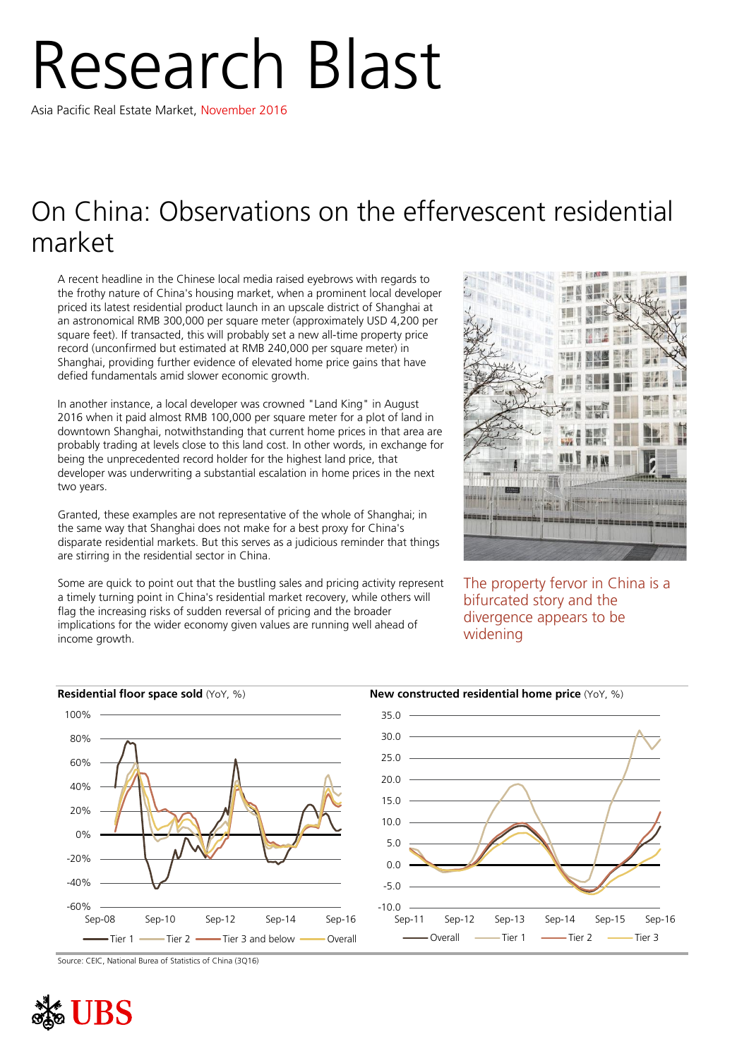# Research Blast

Asia Pacific Real Estate Market, November 2016

## On China: Observations on the effervescent residential market

A recent headline in the Chinese local media raised eyebrows with regards to the frothy nature of China's housing market, when a prominent local developer priced its latest residential product launch in an upscale district of Shanghai at an astronomical RMB 300,000 per square meter (approximately USD 4,200 per square feet). If transacted, this will probably set a new all-time property price record (unconfirmed but estimated at RMB 240,000 per square meter) in Shanghai, providing further evidence of elevated home price gains that have defied fundamentals amid slower economic growth.

In another instance, a local developer was crowned "Land King" in August 2016 when it paid almost RMB 100,000 per square meter for a plot of land in downtown Shanghai, notwithstanding that current home prices in that area are probably trading at levels close to this land cost. In other words, in exchange for being the unprecedented record holder for the highest land price, that developer was underwriting a substantial escalation in home prices in the next two years.

Granted, these examples are not representative of the whole of Shanghai; in the same way that Shanghai does not make for a best proxy for China's disparate residential markets. But this serves as a judicious reminder that things are stirring in the residential sector in China.

Some are quick to point out that the bustling sales and pricing activity represent a timely turning point in China's residential market recovery, while others will flag the increasing risks of sudden reversal of pricing and the broader implications for the wider economy given values are running well ahead of income growth.

The property fervor in China is a bifurcated story and the divergence appears to be widening

**Residential floor space sold** (YoY, %)

**New constructed residential home price** (YoY, %)

Source: CEIC, National Burea of Statistics of China (3Q16)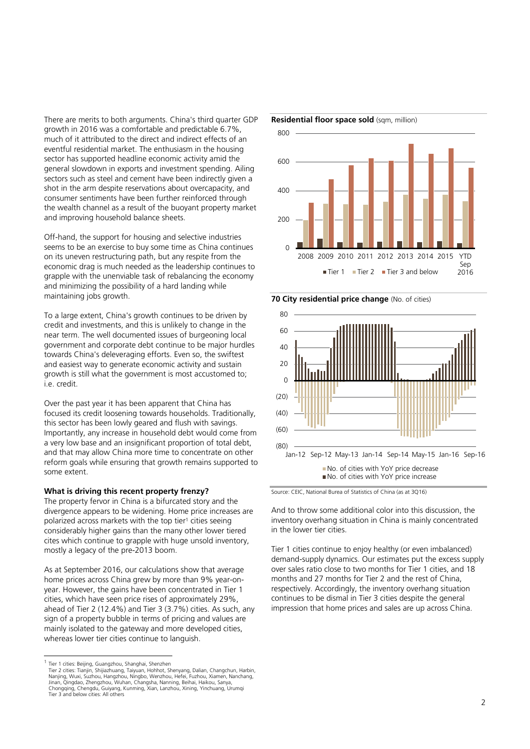There are merits to both arguments. China's third quarter GDP growth in 2016 was a comfortable and predictable 6.7%, much of it attributed to the direct and indirect effects of an eventful residential market. The enthusiasm in the housing sector has supported headline economic activity amid the general slowdown in exports and investment spending. Ailing sectors such as steel and cement have been indirectly given a shot in the arm despite reservations about overcapacity, and consumer sentiments have been further reinforced through the wealth channel as a result of the buoyant property market and improving household balance sheets.

Off-hand, the support for housing and selective industries seems to be an exercise to buy some time as China continues on its uneven restructuring path, but any respite from the economic drag is much needed as the leadership continues to grapple with the unenviable task of rebalancing the economy and minimizing the possibility of a hard landing while maintaining jobs growth.

To a large extent, China's growth continues to be driven by credit and investments, and this is unlikely to change in the near term. The well documented issues of burgeoning local government and corporate debt continue to be major hurdles towards China's deleveraging efforts. Even so, the swiftest and easiest way to generate economic activity and sustain growth is still what the government is most accustomed to; i.e. credit.

Over the past year it has been apparent that China has focused its credit loosening towards households. Traditionally, this sector has been lowly geared and flush with savings. Importantly, any increase in household debt would come from a very low base and an insignificant proportion of total debt, and that may allow China more time to concentrate on other reform goals while ensuring that growth remains supported to some extent.

**What is driving this recent property frenzy?**

The property fervor in China is a bifurcated story and the divergence appears to be widening. Home price increases are polarized across markets with the top tier[1] cities seeing considerably higher gains than the many other lower tiered cites which continue to grapple with huge unsold inventory, mostly a legacy of the pre-2013 boom.

As at September 2016, our calculations show that average home prices across China grew by more than 9% year-on-year. However, the gains have been concentrated in Tier 1 cities, which have seen price rises of approximately 29%, ahead of Tier 2 (12.4%) and Tier 3 (3.7%) cities. As such, any sign of a property bubble in terms of pricing and values are mainly isolated to the gateway and more developed cities, whereas lower tier cities continue to languish.

**Residential floor space sold** (sqm, million)

**70 City residential price change** (No. of cities)

Source: CEIC, National Burea of Statistics of China (as at 3Q16)

And to throw some additional color into this discussion, the inventory overhang situation in China is mainly concentrated in the lower tier cities.

Tier 1 cities continue to enjoy healthy (or even imbalanced) demand-supply dynamics. Our estimates put the excess supply over sales ratio close to two months for Tier 1 cities, and 18 months and 27 months for Tier 2 and the rest of China, respectively. Accordingly, the inventory overhang situation continues to be dismal in Tier 3 cities despite the general impression that home prices and sales are up across China.

[1] Tier 1 cities: Beijing, Guangzhou, Shanghai, Shenzhen
Tier 2 cities: Tianjin, Shijiazhuang, Taiyuan, Hohhot, Shenyang, Dalian, Changchun, Harbin, Nanjing, Wuxi, Suzhou, Hangzhou, Ningbo, Wenzhou, Hefei, Fuzhou, Xiamen, Nanchang, Jinan, Qingdao, Zhengzhou, Wuhan, Changsha, Nanning, Beihai, Haikou, Sanya, Chongqing, Chengdu, Guiyang, Kunming, Xian, Lanzhou, Xining, Yinchuang, Urumqi
Tier 3 and below cities: All others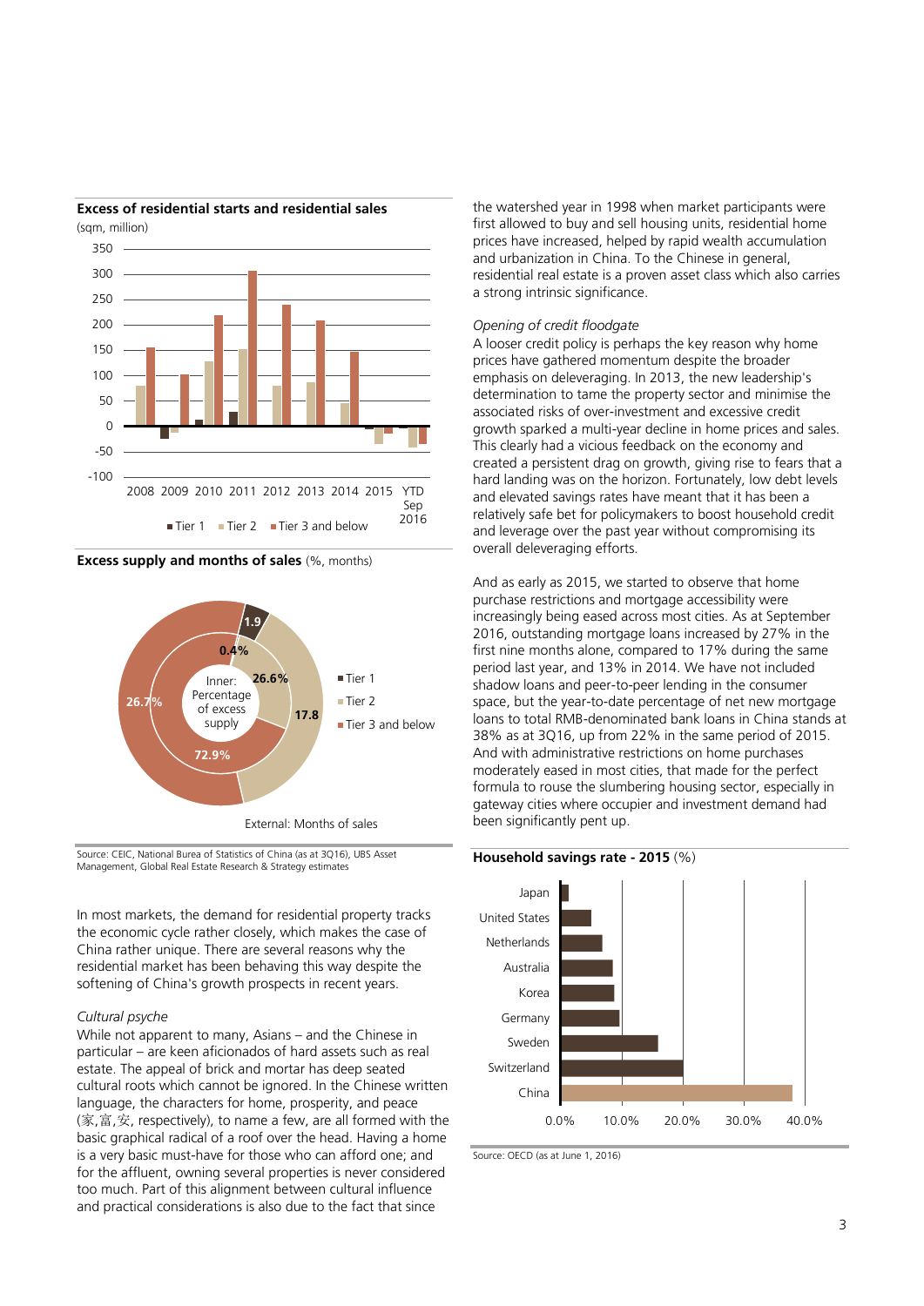**Excess of residential starts and residential sales**
(sqm, million)

■ Tier 1 ■ Tier 2 ■ Tier 3 and below

**Excess supply and months of sales** (%, months)

Inner: Percentage of excess supply

External: Months of sales

■ Tier 1 ■ Tier 2 ■ Tier 3 and below

Source: CEIC, National Burea of Statistics of China (as at 3Q16), UBS Asset Management, Global Real Estate Research & Strategy estimates

In most markets, the demand for residential property tracks the economic cycle rather closely, which makes the case of China rather unique. There are several reasons why the residential market has been behaving this way despite the softening of China's growth prospects in recent years.

*Cultural psyche*

While not apparent to many, Asians – and the Chinese in particular – are keen aficionados of hard assets such as real estate. The appeal of brick and mortar has deep seated cultural roots which cannot be ignored. In the Chinese written language, the characters for home, prosperity, and peace (家,富,安, respectively), to name a few, are all formed with the basic graphical radical of a roof over the head. Having a home is a very basic must-have for those who can afford one; and for the affluent, owning several properties is never considered too much. Part of this alignment between cultural influence and practical considerations is also due to the fact that since the watershed year in 1998 when market participants were first allowed to buy and sell housing units, residential home prices have increased, helped by rapid wealth accumulation and urbanization in China. To the Chinese in general, residential real estate is a proven asset class which also carries a strong intrinsic significance.

*Opening of credit floodgate*

A looser credit policy is perhaps the key reason why home prices have gathered momentum despite the broader emphasis on deleveraging. In 2013, the new leadership's determination to tame the property sector and minimise the associated risks of over-investment and excessive credit growth sparked a multi-year decline in home prices and sales. This clearly had a vicious feedback on the economy and created a persistent drag on growth, giving rise to fears that a hard landing was on the horizon. Fortunately, low debt levels and elevated savings rates have meant that it has been a relatively safe bet for policymakers to boost household credit and leverage over the past year without compromising its overall deleveraging efforts.

And as early as 2015, we started to observe that home purchase restrictions and mortgage accessibility were increasingly being eased across most cities. As at September 2016, outstanding mortgage loans increased by 27% in the first nine months alone, compared to 17% during the same period last year, and 13% in 2014. We have not included shadow loans and peer-to-peer lending in the consumer space, but the year-to-date percentage of net new mortgage loans to total RMB-denominated bank loans in China stands at 38% as at 3Q16, up from 22% in the same period of 2015. And with administrative restrictions on home purchases moderately eased in most cities, that made for the perfect formula to rouse the slumbering housing sector, especially in gateway cities where occupier and investment demand had been significantly pent up.

**Household savings rate - 2015** (%)

Source: OECD (as at June 1, 2016)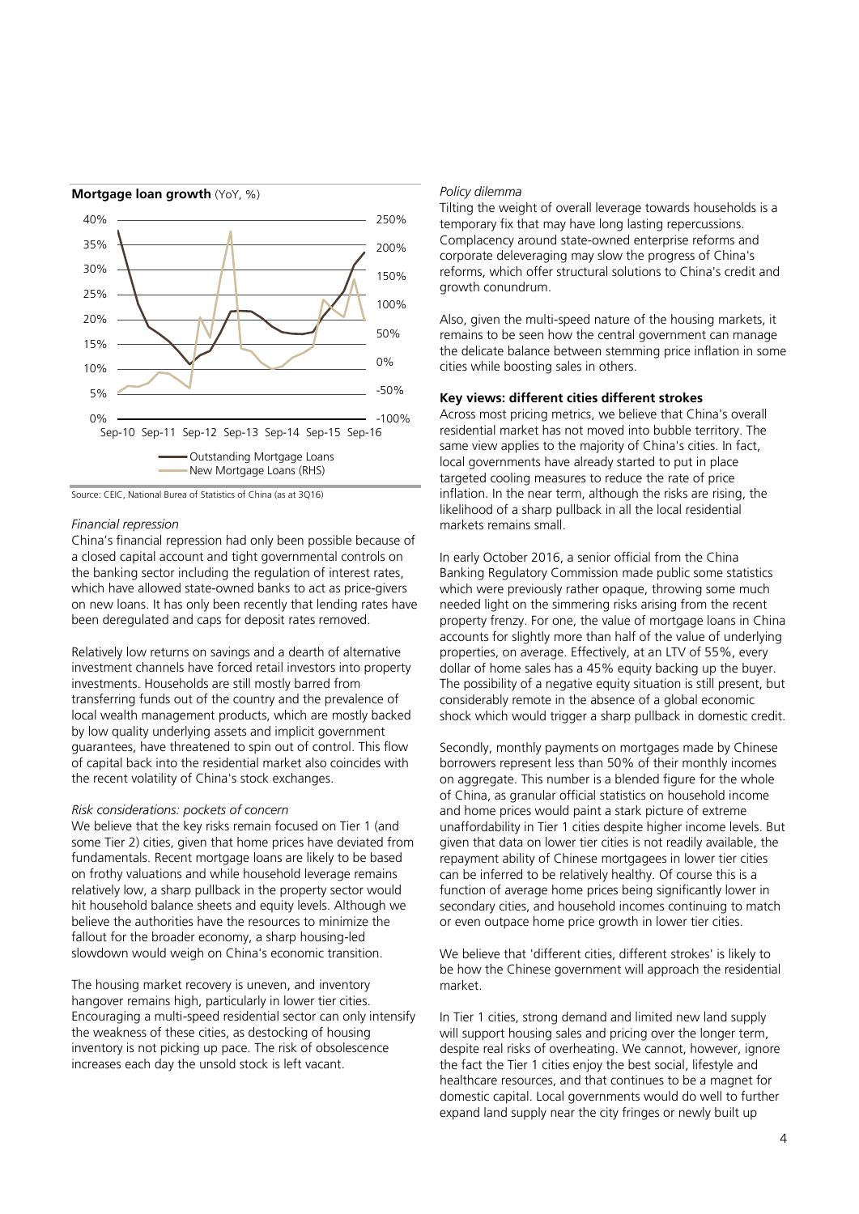**Mortgage loan growth** (YoY, %)

Source: CEIC, National Burea of Statistics of China (as at 3Q16)

*Financial repression*

China's financial repression had only been possible because of a closed capital account and tight governmental controls on the banking sector including the regulation of interest rates, which have allowed state-owned banks to act as price-givers on new loans. It has only been recently that lending rates have been deregulated and caps for deposit rates removed.

Relatively low returns on savings and a dearth of alternative investment channels have forced retail investors into property investments. Households are still mostly barred from transferring funds out of the country and the prevalence of local wealth management products, which are mostly backed by low quality underlying assets and implicit government guarantees, have threatened to spin out of control. This flow of capital back into the residential market also coincides with the recent volatility of China's stock exchanges.

*Risk considerations: pockets of concern*

We believe that the key risks remain focused on Tier 1 (and some Tier 2) cities, given that home prices have deviated from fundamentals. Recent mortgage loans are likely to be based on frothy valuations and while household leverage remains relatively low, a sharp pullback in the property sector would hit household balance sheets and equity levels. Although we believe the authorities have the resources to minimize the fallout for the broader economy, a sharp housing-led slowdown would weigh on China's economic transition.

The housing market recovery is uneven, and inventory hangover remains high, particularly in lower tier cities. Encouraging a multi-speed residential sector can only intensify the weakness of these cities, as destocking of housing inventory is not picking up pace. The risk of obsolescence increases each day the unsold stock is left vacant.

*Policy dilemma*

Tilting the weight of overall leverage towards households is a temporary fix that may have long lasting repercussions. Complacency around state-owned enterprise reforms and corporate deleveraging may slow the progress of China's reforms, which offer structural solutions to China's credit and growth conundrum.

Also, given the multi-speed nature of the housing markets, it remains to be seen how the central government can manage the delicate balance between stemming price inflation in some cities while boosting sales in others.

**Key views: different cities different strokes**

Across most pricing metrics, we believe that China's overall residential market has not moved into bubble territory. The same view applies to the majority of China's cities. In fact, local governments have already started to put in place targeted cooling measures to reduce the rate of price inflation. In the near term, although the risks are rising, the likelihood of a sharp pullback in all the local residential markets remains small.

In early October 2016, a senior official from the China Banking Regulatory Commission made public some statistics which were previously rather opaque, throwing some much needed light on the simmering risks arising from the recent property frenzy. For one, the value of mortgage loans in China accounts for slightly more than half of the value of underlying properties, on average. Effectively, at an LTV of 55%, every dollar of home sales has a 45% equity backing up the buyer. The possibility of a negative equity situation is still present, but considerably remote in the absence of a global economic shock which would trigger a sharp pullback in domestic credit.

Secondly, monthly payments on mortgages made by Chinese borrowers represent less than 50% of their monthly incomes on aggregate. This number is a blended figure for the whole of China, as granular official statistics on household income and home prices would paint a stark picture of extreme unaffordability in Tier 1 cities despite higher income levels. But given that data on lower tier cities is not readily available, the repayment ability of Chinese mortgagees in lower tier cities can be inferred to be relatively healthy. Of course this is a function of average home prices being significantly lower in secondary cities, and household incomes continuing to match or even outpace home price growth in lower tier cities.

We believe that 'different cities, different strokes' is likely to be how the Chinese government will approach the residential market.

In Tier 1 cities, strong demand and limited new land supply will support housing sales and pricing over the longer term, despite real risks of overheating. We cannot, however, ignore the fact the Tier 1 cities enjoy the best social, lifestyle and healthcare resources, and that continues to be a magnet for domestic capital. Local governments would do well to further expand land supply near the city fringes or newly built up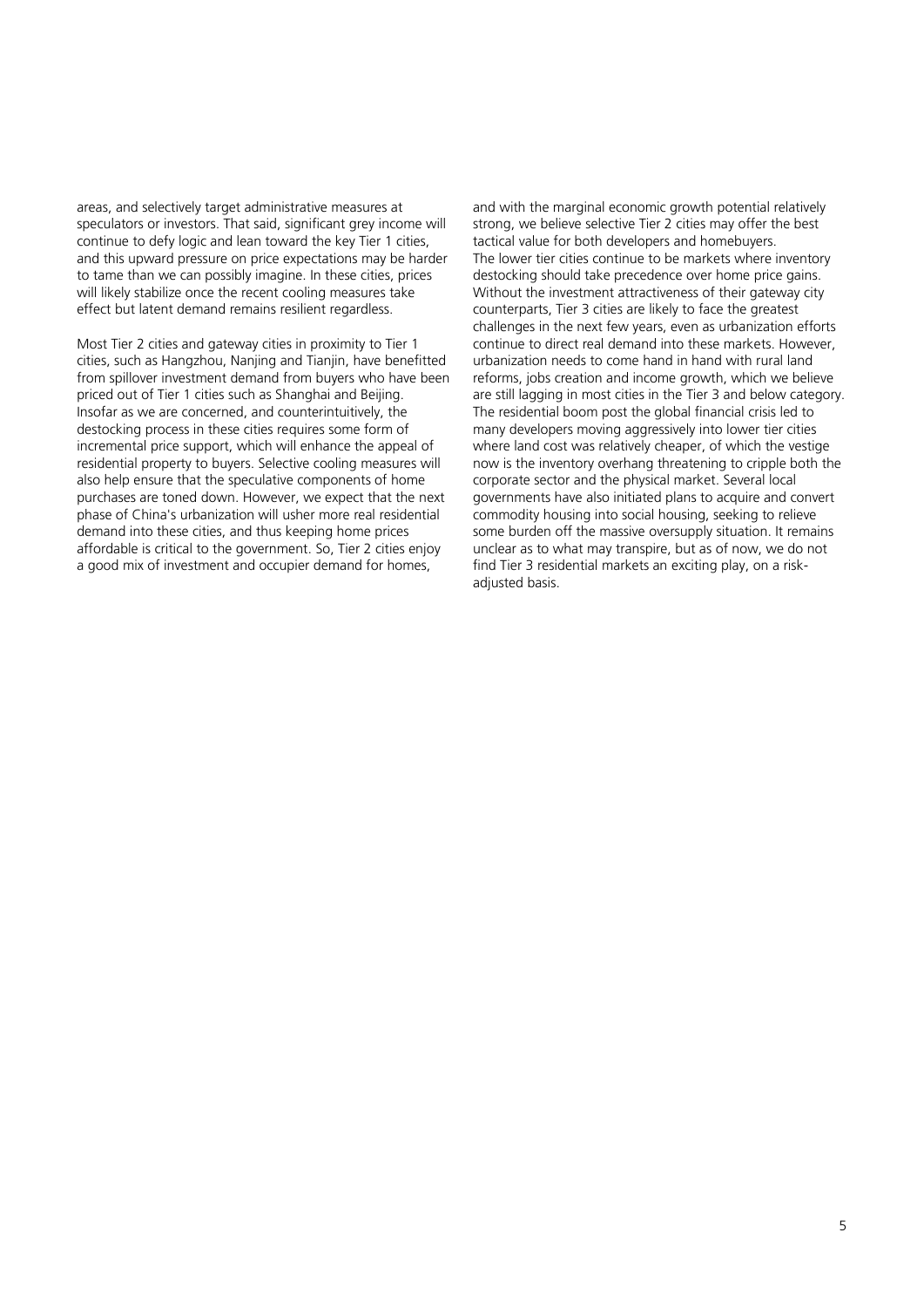areas, and selectively target administrative measures at speculators or investors. That said, significant grey income will continue to defy logic and lean toward the key Tier 1 cities, and this upward pressure on price expectations may be harder to tame than we can possibly imagine. In these cities, prices will likely stabilize once the recent cooling measures take effect but latent demand remains resilient regardless.

Most Tier 2 cities and gateway cities in proximity to Tier 1 cities, such as Hangzhou, Nanjing and Tianjin, have benefitted from spillover investment demand from buyers who have been priced out of Tier 1 cities such as Shanghai and Beijing. Insofar as we are concerned, and counterintuitively, the destocking process in these cities requires some form of incremental price support, which will enhance the appeal of residential property to buyers. Selective cooling measures will also help ensure that the speculative components of home purchases are toned down. However, we expect that the next phase of China's urbanization will usher more real residential demand into these cities, and thus keeping home prices affordable is critical to the government. So, Tier 2 cities enjoy a good mix of investment and occupier demand for homes, and with the marginal economic growth potential relatively strong, we believe selective Tier 2 cities may offer the best tactical value for both developers and homebuyers.

The lower tier cities continue to be markets where inventory destocking should take precedence over home price gains. Without the investment attractiveness of their gateway city counterparts, Tier 3 cities are likely to face the greatest challenges in the next few years, even as urbanization efforts continue to direct real demand into these markets. However, urbanization needs to come hand in hand with rural land reforms, jobs creation and income growth, which we believe are still lagging in most cities in the Tier 3 and below category. The residential boom post the global financial crisis led to many developers moving aggressively into lower tier cities where land cost was relatively cheaper, of which the vestige now is the inventory overhang threatening to cripple both the corporate sector and the physical market. Several local governments have also initiated plans to acquire and convert commodity housing into social housing, seeking to relieve some burden off the massive oversupply situation. It remains unclear as to what may transpire, but as of now, we do not find Tier 3 residential markets an exciting play, on a risk-adjusted basis.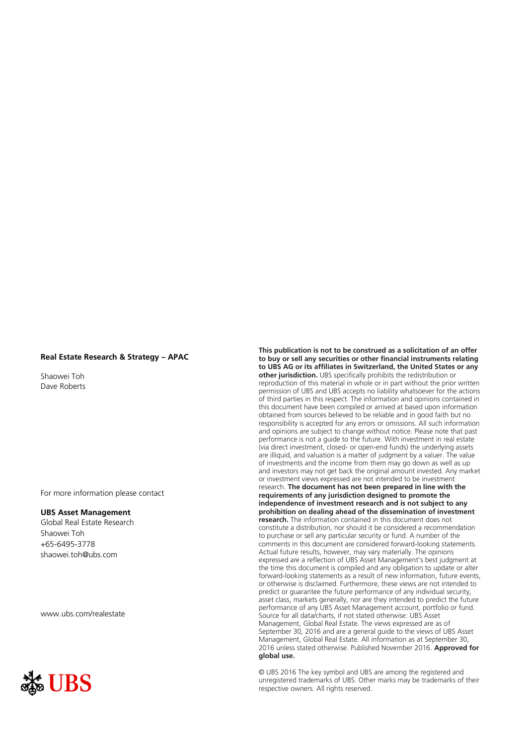**Real Estate Research & Strategy – APAC**

Shaowei Toh
Dave Roberts

For more information please contact

**UBS Asset Management**
Global Real Estate Research
Shaowei Toh
+65-6495-3778
shaowei.toh@ubs.com

www.ubs.com/realestate

**This publication is not to be construed as a solicitation of an offer to buy or sell any securities or other financial instruments relating to UBS AG or its affiliates in Switzerland, the United States or any other jurisdiction.** UBS specifically prohibits the redistribution or reproduction of this material in whole or in part without the prior written permission of UBS and UBS accepts no liability whatsoever for the actions of third parties in this respect. The information and opinions contained in this document have been compiled or arrived at based upon information obtained from sources believed to be reliable and in good faith but no responsibility is accepted for any errors or omissions. All such information and opinions are subject to change without notice. Please note that past performance is not a guide to the future. With investment in real estate (via direct investment, closed- or open-end funds) the underlying assets are illiquid, and valuation is a matter of judgment by a valuer. The value of investments and the income from them may go down as well as up and investors may not get back the original amount invested. Any market or investment views expressed are not intended to be investment research. **The document has not been prepared in line with the requirements of any jurisdiction designed to promote the independence of investment research and is not subject to any prohibition on dealing ahead of the dissemination of investment research.** The information contained in this document does not constitute a distribution, nor should it be considered a recommendation to purchase or sell any particular security or fund. A number of the comments in this document are considered forward-looking statements. Actual future results, however, may vary materially. The opinions expressed are a reflection of UBS Asset Management's best judgment at the time this document is compiled and any obligation to update or alter forward-looking statements as a result of new information, future events, or otherwise is disclaimed. Furthermore, these views are not intended to predict or guarantee the future performance of any individual security, asset class, markets generally, nor are they intended to predict the future performance of any UBS Asset Management account, portfolio or fund. Source for all data/charts, if not stated otherwise: UBS Asset Management, Global Real Estate. The views expressed are as of September 30, 2016 and are a general guide to the views of UBS Asset Management, Global Real Estate. All information as at September 30, 2016 unless stated otherwise. Published November 2016. **Approved for global use.**

© UBS 2016 The key symbol and UBS are among the registered and unregistered trademarks of UBS. Other marks may be trademarks of their respective owners. All rights reserved.